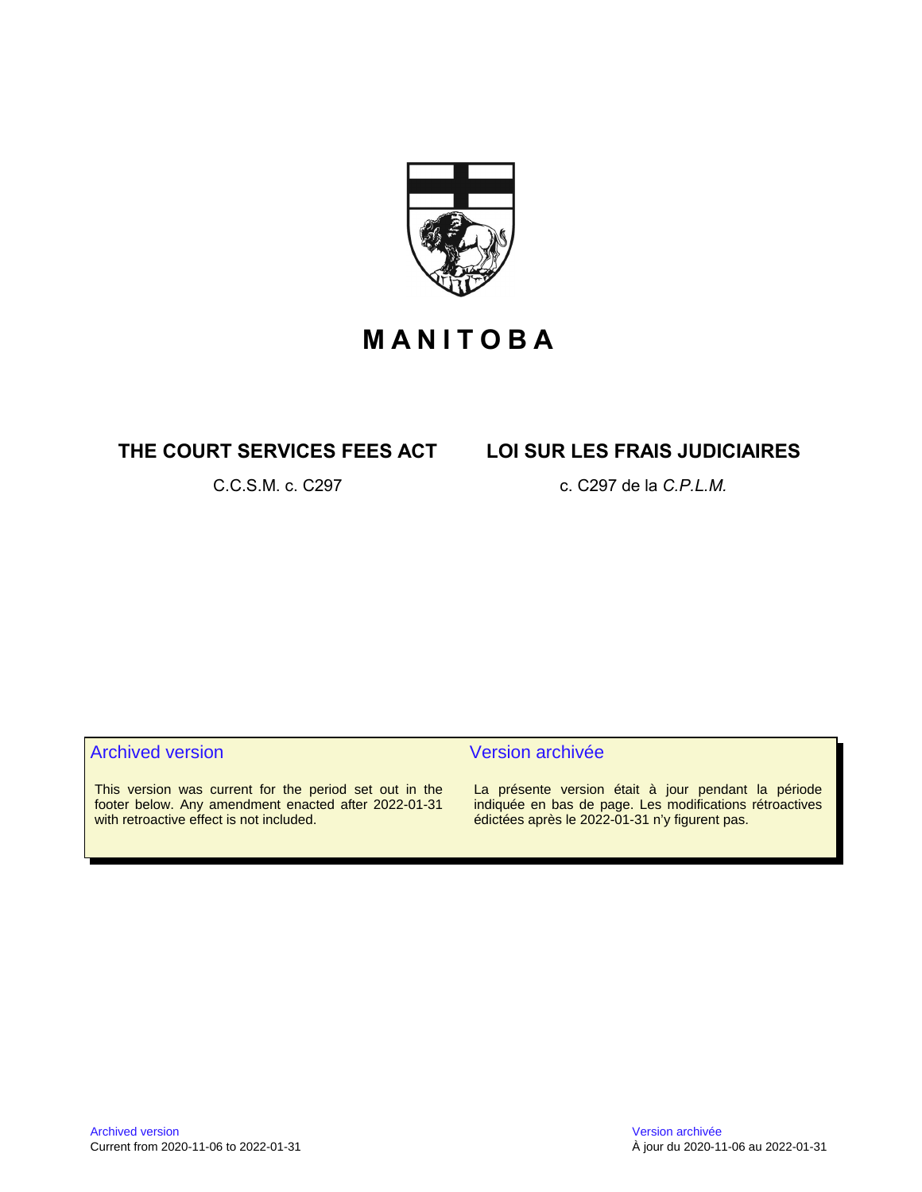# MANITOBA

## THE COURT SERVICES FEES ACT

C.C.S.M. c. C297

## LOI SUR LES FRAIS JUDICIAIRES

c. C297 de la *C.P.L.M.*

**Archived version**

This version was current for the period set out in the footer below. Any amendment enacted after 2022-01-31 with retroactive effect is not included.

**Version archivée**

La présente version était à jour pendant la période indiquée en bas de page. Les modifications rétroactives édictées après le 2022-01-31 n'y figurent pas.

Archived version
Current from 2020-11-06 to 2022-01-31

Version archivée
À jour du 2020-11-06 au 2022-01-31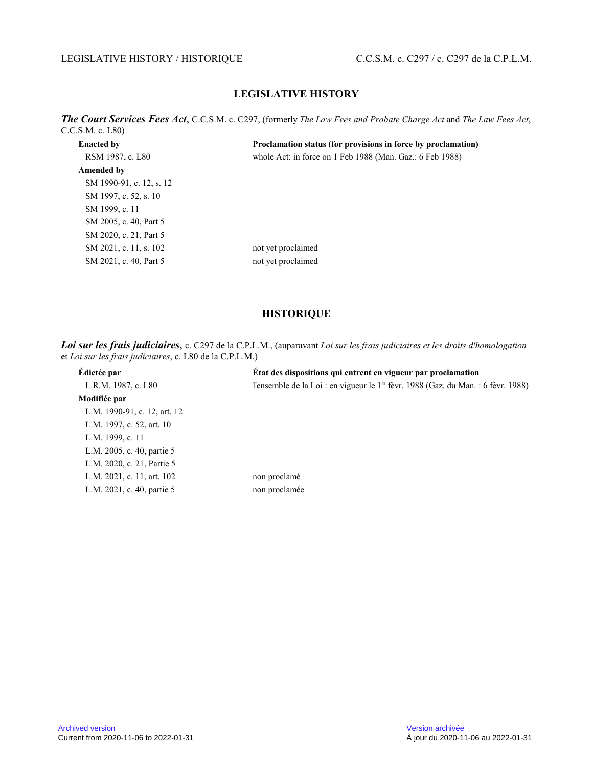## LEGISLATIVE HISTORY

***The Court Services Fees Act***, C.C.S.M. c. C297, (formerly *The Law Fees and Probate Charge Act* and *The Law Fees Act*, C.C.S.M. c. L80)

| **Enacted by** | **Proclamation status (for provisions in force by proclamation)** |
|---|---|
| RSM 1987, c. L80 | whole Act: in force on 1 Feb 1988 (Man. Gaz.: 6 Feb 1988) |
| **Amended by** | |
| SM 1990-91, c. 12, s. 12 | |
| SM 1997, c. 52, s. 10 | |
| SM 1999, c. 11 | |
| SM 2005, c. 40, Part 5 | |
| SM 2020, c. 21, Part 5 | |
| SM 2021, c. 11, s. 102 | not yet proclaimed |
| SM 2021, c. 40, Part 5 | not yet proclaimed |

## HISTORIQUE

***Loi sur les frais judiciaires***, c. C297 de la C.P.L.M., (auparavant *Loi sur les frais judiciaires et les droits d'homologation* et *Loi sur les frais judiciaires*, c. L80 de la C.P.L.M.)

| **Édictée par** | **État des dispositions qui entrent en vigueur par proclamation** |
|---|---|
| L.R.M. 1987, c. L80 | l'ensemble de la Loi : en vigueur le 1er févr. 1988 (Gaz. du Man. : 6 févr. 1988) |
| **Modifiée par** | |
| L.M. 1990-91, c. 12, art. 12 | |
| L.M. 1997, c. 52, art. 10 | |
| L.M. 1999, c. 11 | |
| L.M. 2005, c. 40, partie 5 | |
| L.M. 2020, c. 21, Partie 5 | |
| L.M. 2021, c. 11, art. 102 | non proclamé |
| L.M. 2021, c. 40, partie 5 | non proclamée |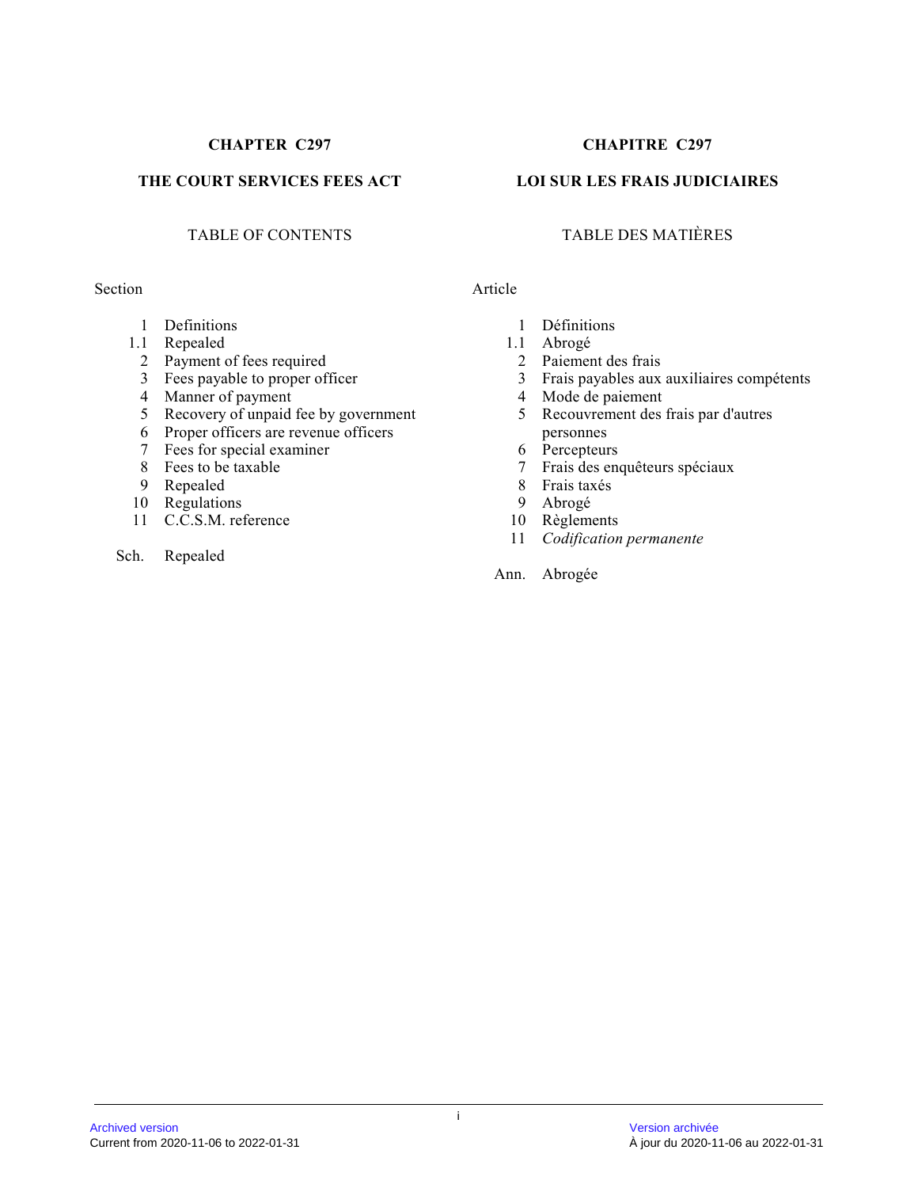**CHAPTER C297**

**THE COURT SERVICES FEES ACT**

TABLE OF CONTENTS

Section

1 Definitions
1.1 Repealed
2 Payment of fees required
3 Fees payable to proper officer
4 Manner of payment
5 Recovery of unpaid fee by government
6 Proper officers are revenue officers
7 Fees for special examiner
8 Fees to be taxable
9 Repealed
10 Regulations
11 C.C.S.M. reference

Sch. Repealed

**CHAPITRE C297**

**LOI SUR LES FRAIS JUDICIAIRES**

TABLE DES MATIÈRES

Article

1 Définitions
1.1 Abrogé
2 Paiement des frais
3 Frais payables aux auxiliaires compétents
4 Mode de paiement
5 Recouvrement des frais par d'autres personnes
6 Percepteurs
7 Frais des enquêteurs spéciaux
8 Frais taxés
9 Abrogé
10 Règlements
11 *Codification permanente*

Ann. Abrogée

Archived version
Current from 2020-11-06 to 2022-01-31

Version archivée
À jour du 2020-11-06 au 2022-01-31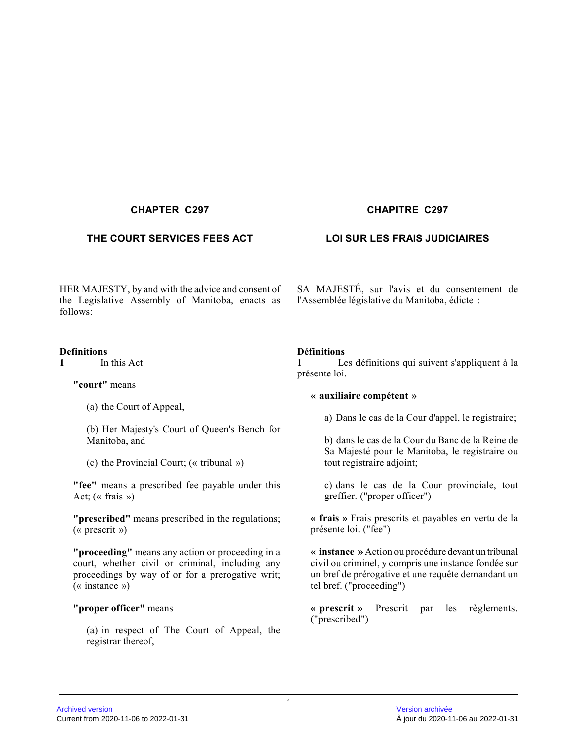## CHAPTER C297

## THE COURT SERVICES FEES ACT

HER MAJESTY, by and with the advice and consent of the Legislative Assembly of Manitoba, enacts as follows:

**Definitions**

**1** In this Act

**"court"** means

(a) the Court of Appeal,

(b) Her Majesty's Court of Queen's Bench for Manitoba, and

(c) the Provincial Court; (« tribunal »)

**"fee"** means a prescribed fee payable under this Act; (« frais »)

**"prescribed"** means prescribed in the regulations; (« prescrit »)

**"proceeding"** means any action or proceeding in a court, whether civil or criminal, including any proceedings by way of or for a prerogative writ; (« instance »)

**"proper officer"** means

(a) in respect of The Court of Appeal, the registrar thereof,

## CHAPITRE C297

## LOI SUR LES FRAIS JUDICIAIRES

SA MAJESTÉ, sur l'avis et du consentement de l'Assemblée législative du Manitoba, édicte :

**Définitions**

**1** Les définitions qui suivent s'appliquent à la présente loi.

**« auxiliaire compétent »**

a) Dans le cas de la Cour d'appel, le registraire;

b) dans le cas de la Cour du Banc de la Reine de Sa Majesté pour le Manitoba, le registraire ou tout registraire adjoint;

c) dans le cas de la Cour provinciale, tout greffier. ("proper officer")

**« frais »** Frais prescrits et payables en vertu de la présente loi. ("fee")

**« instance »** Action ou procédure devant un tribunal civil ou criminel, y compris une instance fondée sur un bref de prérogative et une requête demandant un tel bref. ("proceeding")

**« prescrit »** Prescrit par les règlements. ("prescribed")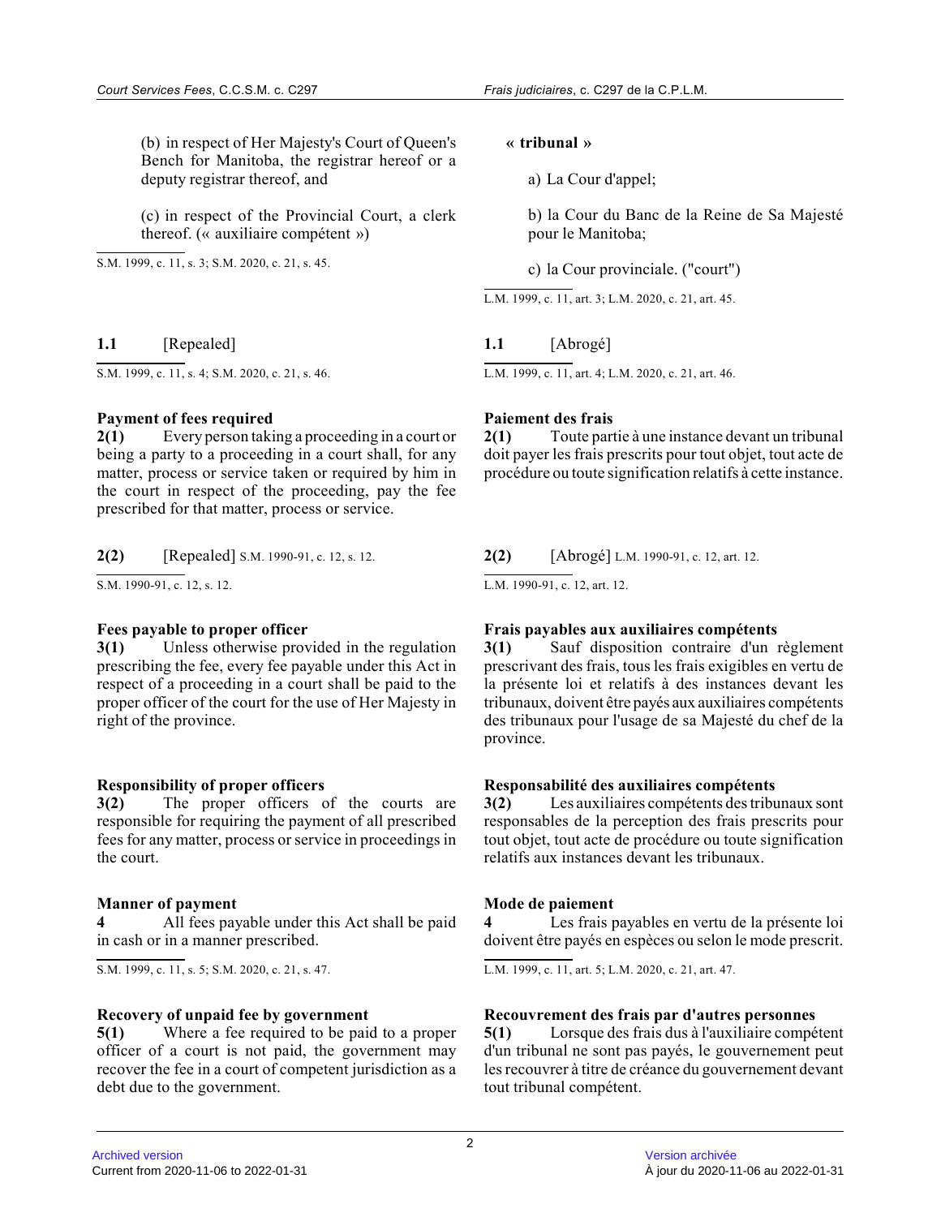(b) in respect of Her Majesty's Court of Queen's Bench for Manitoba, the registrar hereof or a deputy registrar thereof, and

(c) in respect of the Provincial Court, a clerk thereof. (« auxiliaire compétent »)

S.M. 1999, c. 11, s. 3; S.M. 2020, c. 21, s. 45.

**« tribunal »**

a) La Cour d'appel;

b) la Cour du Banc de la Reine de Sa Majesté pour le Manitoba;

c) la Cour provinciale. ("court")

L.M. 1999, c. 11, art. 3; L.M. 2020, c. 21, art. 45.

**1.1** [Repealed]

S.M. 1999, c. 11, s. 4; S.M. 2020, c. 21, s. 46.

**1.1** [Abrogé]

L.M. 1999, c. 11, art. 4; L.M. 2020, c. 21, art. 46.

**Payment of fees required**

**2(1)** Every person taking a proceeding in a court or being a party to a proceeding in a court shall, for any matter, process or service taken or required by him in the court in respect of the proceeding, pay the fee prescribed for that matter, process or service.

**Paiement des frais**

**2(1)** Toute partie à une instance devant un tribunal doit payer les frais prescrits pour tout objet, tout acte de procédure ou toute signification relatifs à cette instance.

**2(2)** [Repealed] S.M. 1990-91, c. 12, s. 12.

S.M. 1990-91, c. 12, s. 12.

**2(2)** [Abrogé] L.M. 1990-91, c. 12, art. 12.

L.M. 1990-91, c. 12, art. 12.

**Fees payable to proper officer**

**3(1)** Unless otherwise provided in the regulation prescribing the fee, every fee payable under this Act in respect of a proceeding in a court shall be paid to the proper officer of the court for the use of Her Majesty in right of the province.

**Frais payables aux auxiliaires compétents**

**3(1)** Sauf disposition contraire d'un règlement prescrivant des frais, tous les frais exigibles en vertu de la présente loi et relatifs à des instances devant les tribunaux, doivent être payés aux auxiliaires compétents des tribunaux pour l'usage de sa Majesté du chef de la province.

**Responsibility of proper officers**

**3(2)** The proper officers of the courts are responsible for requiring the payment of all prescribed fees for any matter, process or service in proceedings in the court.

**Responsabilité des auxiliaires compétents**

**3(2)** Les auxiliaires compétents des tribunaux sont responsables de la perception des frais prescrits pour tout objet, tout acte de procédure ou toute signification relatifs aux instances devant les tribunaux.

**Manner of payment**

**4** All fees payable under this Act shall be paid in cash or in a manner prescribed.

S.M. 1999, c. 11, s. 5; S.M. 2020, c. 21, s. 47.

**Mode de paiement**

**4** Les frais payables en vertu de la présente loi doivent être payés en espèces ou selon le mode prescrit.

L.M. 1999, c. 11, art. 5; L.M. 2020, c. 21, art. 47.

**Recovery of unpaid fee by government**

**5(1)** Where a fee required to be paid to a proper officer of a court is not paid, the government may recover the fee in a court of competent jurisdiction as a debt due to the government.

**Recouvrement des frais par d'autres personnes**

**5(1)** Lorsque des frais dus à l'auxiliaire compétent d'un tribunal ne sont pas payés, le gouvernement peut les recouvrer à titre de créance du gouvernement devant tout tribunal compétent.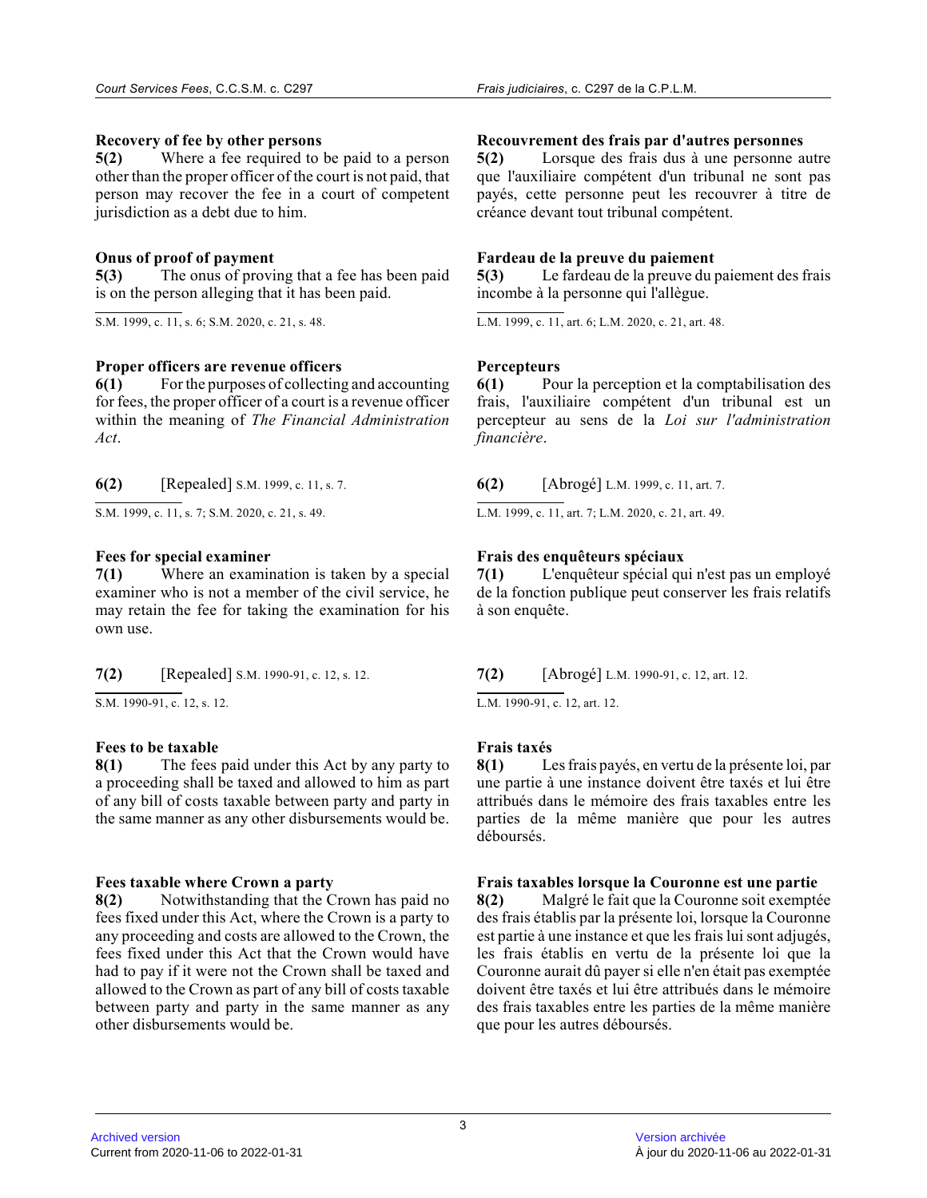### Recovery of fee by other persons

**5(2)** Where a fee required to be paid to a person other than the proper officer of the court is not paid, that person may recover the fee in a court of competent jurisdiction as a debt due to him.

### Onus of proof of payment

**5(3)** The onus of proving that a fee has been paid is on the person alleging that it has been paid.

S.M. 1999, c. 11, s. 6; S.M. 2020, c. 21, s. 48.

### Proper officers are revenue officers

**6(1)** For the purposes of collecting and accounting for fees, the proper officer of a court is a revenue officer within the meaning of *The Financial Administration Act*.

**6(2)** [Repealed] S.M. 1999, c. 11, s. 7.

S.M. 1999, c. 11, s. 7; S.M. 2020, c. 21, s. 49.

### Fees for special examiner

**7(1)** Where an examination is taken by a special examiner who is not a member of the civil service, he may retain the fee for taking the examination for his own use.

**7(2)** [Repealed] S.M. 1990-91, c. 12, s. 12.

S.M. 1990-91, c. 12, s. 12.

### Fees to be taxable

**8(1)** The fees paid under this Act by any party to a proceeding shall be taxed and allowed to him as part of any bill of costs taxable between party and party in the same manner as any other disbursements would be.

### Fees taxable where Crown a party

**8(2)** Notwithstanding that the Crown has paid no fees fixed under this Act, where the Crown is a party to any proceeding and costs are allowed to the Crown, the fees fixed under this Act that the Crown would have had to pay if it were not the Crown shall be taxed and allowed to the Crown as part of any bill of costs taxable between party and party in the same manner as any other disbursements would be.

### Recouvrement des frais par d'autres personnes

**5(2)** Lorsque des frais dus à une personne autre que l'auxiliaire compétent d'un tribunal ne sont pas payés, cette personne peut les recouvrer à titre de créance devant tout tribunal compétent.

### Fardeau de la preuve du paiement

**5(3)** Le fardeau de la preuve du paiement des frais incombe à la personne qui l'allègue.

L.M. 1999, c. 11, art. 6; L.M. 2020, c. 21, art. 48.

### Percepteurs

**6(1)** Pour la perception et la comptabilisation des frais, l'auxiliaire compétent d'un tribunal est un percepteur au sens de la *Loi sur l'administration financière*.

**6(2)** [Abrogé] L.M. 1999, c. 11, art. 7.

L.M. 1999, c. 11, art. 7; L.M. 2020, c. 21, art. 49.

### Frais des enquêteurs spéciaux

**7(1)** L'enquêteur spécial qui n'est pas un employé de la fonction publique peut conserver les frais relatifs à son enquête.

**7(2)** [Abrogé] L.M. 1990-91, c. 12, art. 12.

L.M. 1990-91, c. 12, art. 12.

### Frais taxés

**8(1)** Les frais payés, en vertu de la présente loi, par une partie à une instance doivent être taxés et lui être attribués dans le mémoire des frais taxables entre les parties de la même manière que pour les autres débours.

### Frais taxables lorsque la Couronne est une partie

**8(2)** Malgré le fait que la Couronne soit exemptée des frais établis par la présente loi, lorsque la Couronne est partie à une instance et que les frais lui sont adjugés, les frais établis en vertu de la présente loi que la Couronne aurait dû payer si elle n'en était pas exemptée doivent être taxés et lui être attribués dans le mémoire des frais taxables entre les parties de la même manière que pour les autres débours.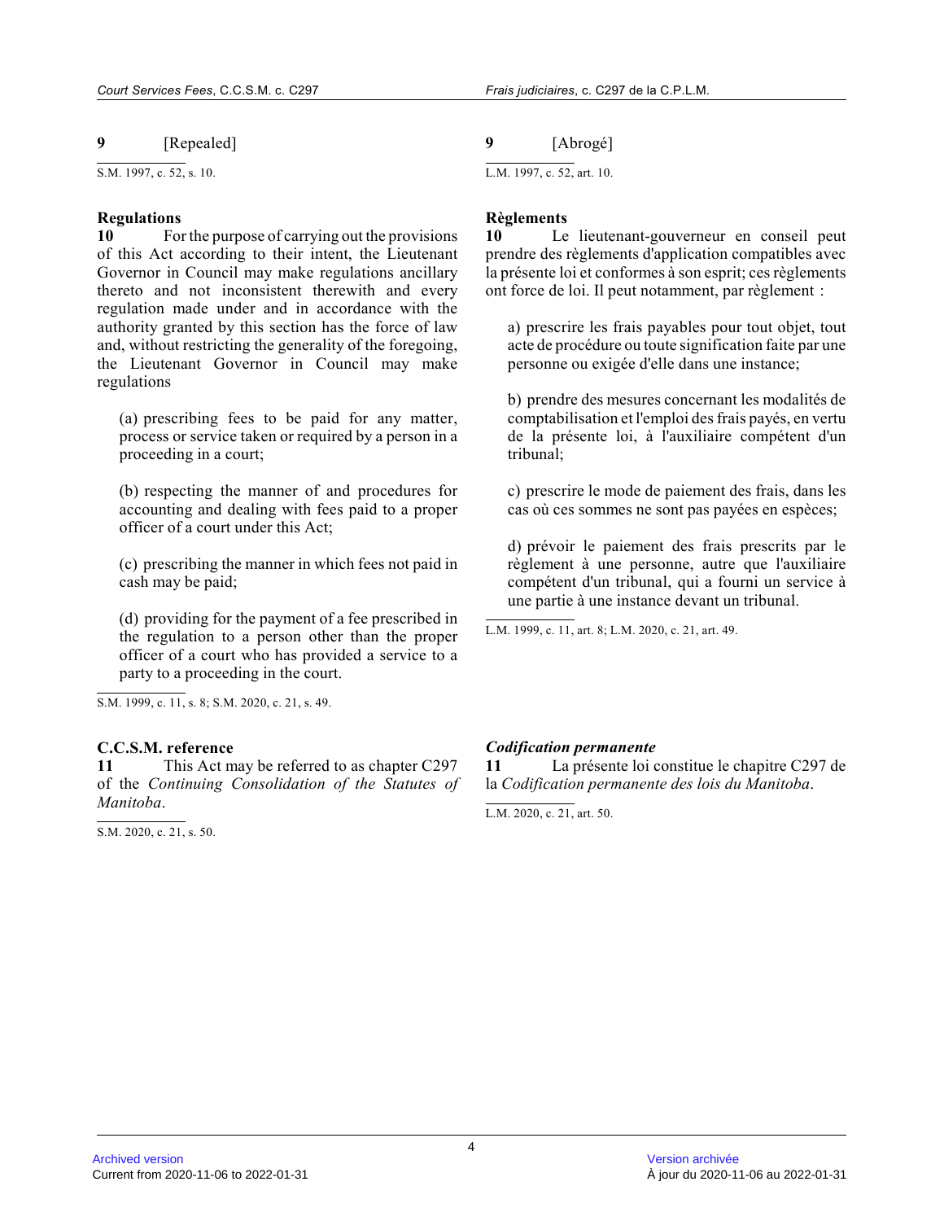**9** [Repealed]

S.M. 1997, c. 52, s. 10.

**Regulations**

**10** For the purpose of carrying out the provisions of this Act according to their intent, the Lieutenant Governor in Council may make regulations ancillary thereto and not inconsistent therewith and every regulation made under and in accordance with the authority granted by this section has the force of law and, without restricting the generality of the foregoing, the Lieutenant Governor in Council may make regulations

(a) prescribing fees to be paid for any matter, process or service taken or required by a person in a proceeding in a court;

(b) respecting the manner of and procedures for accounting and dealing with fees paid to a proper officer of a court under this Act;

(c) prescribing the manner in which fees not paid in cash may be paid;

(d) providing for the payment of a fee prescribed in the regulation to a person other than the proper officer of a court who has provided a service to a party to a proceeding in the court.

S.M. 1999, c. 11, s. 8; S.M. 2020, c. 21, s. 49.

**C.C.S.M. reference**

**11** This Act may be referred to as chapter C297 of the *Continuing Consolidation of the Statutes of Manitoba*.

S.M. 2020, c. 21, s. 50.

**9** [Abrogé]

L.M. 1997, c. 52, art. 10.

**Règlements**

**10** Le lieutenant-gouverneur en conseil peut prendre des règlements d'application compatibles avec la présente loi et conformes à son esprit; ces règlements ont force de loi. Il peut notamment, par règlement :

a) prescrire les frais payables pour tout objet, tout acte de procédure ou toute signification faite par une personne ou exigée d'elle dans une instance;

b) prendre des mesures concernant les modalités de comptabilisation et l'emploi des frais payés, en vertu de la présente loi, à l'auxiliaire compétent d'un tribunal;

c) prescrire le mode de paiement des frais, dans les cas où ces sommes ne sont pas payées en espèces;

d) prévoir le paiement des frais prescrits par le règlement à une personne, autre que l'auxiliaire compétent d'un tribunal, qui a fourni un service à une partie à une instance devant un tribunal.

L.M. 1999, c. 11, art. 8; L.M. 2020, c. 21, art. 49.

***Codification permanente***

**11** La présente loi constitue le chapitre C297 de la *Codification permanente des lois du Manitoba*.

L.M. 2020, c. 21, art. 50.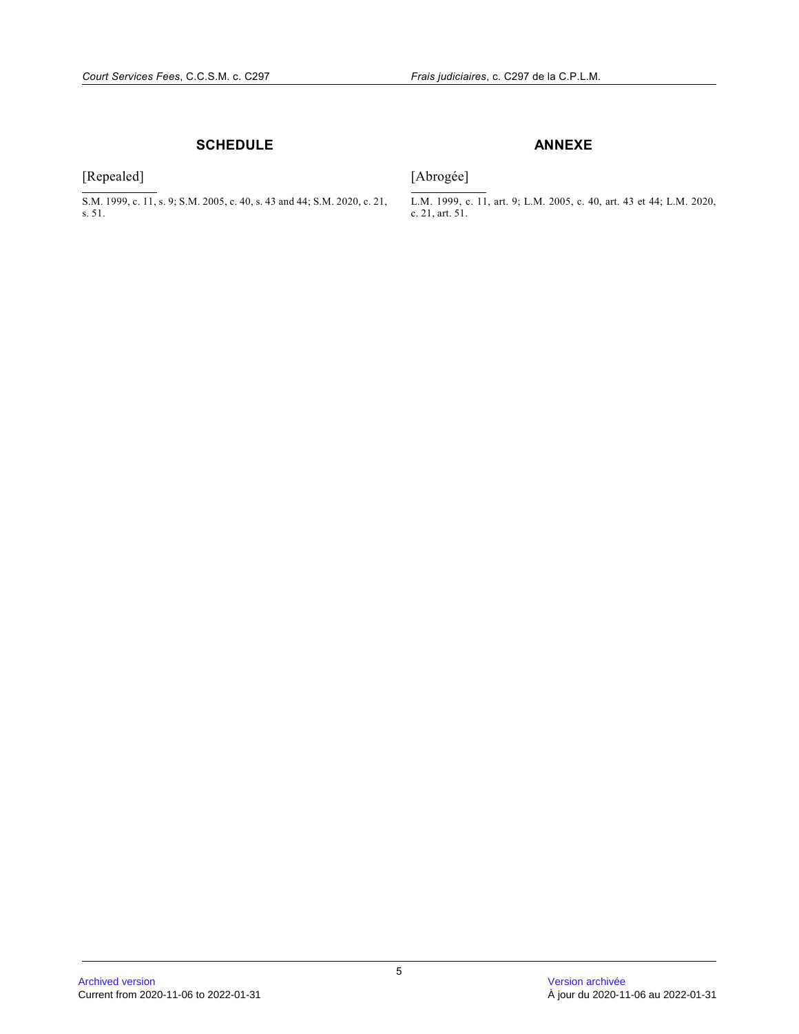## SCHEDULE

[Repealed]

S.M. 1999, c. 11, s. 9; S.M. 2005, c. 40, s. 43 and 44; S.M. 2020, c. 21, s. 51.

## ANNEXE

[Abrogée]

L.M. 1999, c. 11, art. 9; L.M. 2005, c. 40, art. 43 et 44; L.M. 2020, c. 21, art. 51.